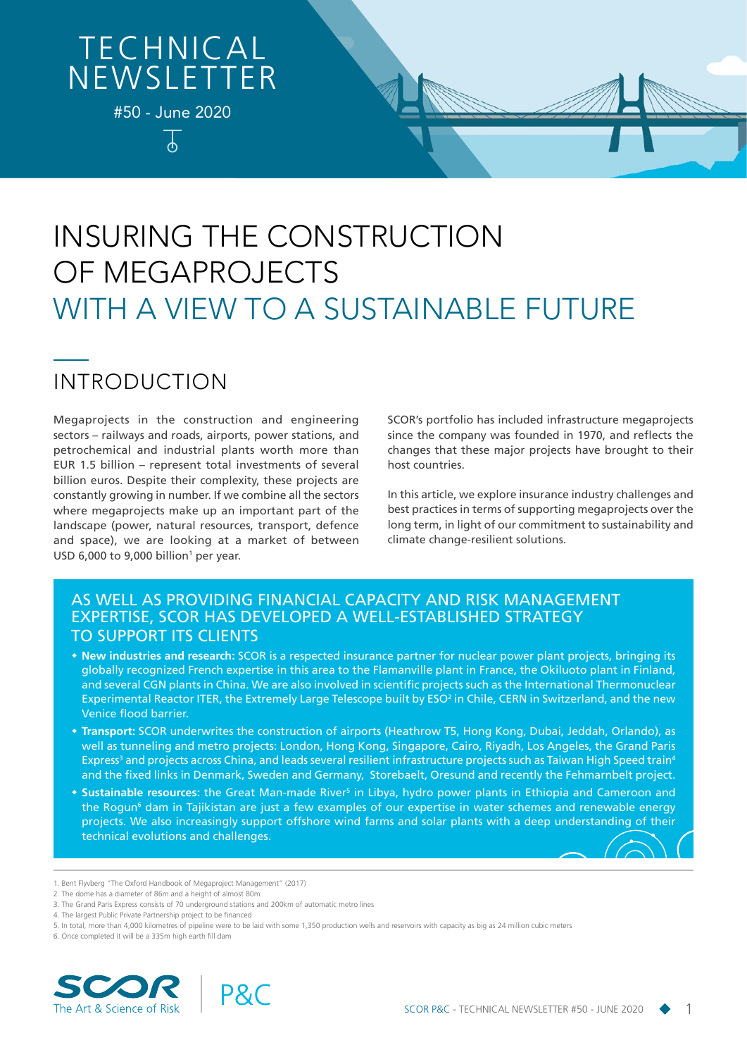# TECHNICAL NEWSLETTER

#50 - June 2020

# INSURING THE CONSTRUCTION OF MEGAPROJECTS WITH A VIEW TO A SUSTAINABLE FUTURE

## INTRODUCTION

Megaprojects in the construction and engineering sectors – railways and roads, airports, power stations, and petrochemical and industrial plants worth more than EUR 1.5 billion – represent total investments of several billion euros. Despite their complexity, these projects are constantly growing in number. If we combine all the sectors where megaprojects make up an important part of the landscape (power, natural resources, transport, defence and space), we are looking at a market of between USD 6,000 to 9,000 billion[1] per year.

SCOR's portfolio has included infrastructure megaprojects since the company was founded in 1970, and reflects the changes that these major projects have brought to their host countries.

In this article, we explore insurance industry challenges and best practices in terms of supporting megaprojects over the long term, in light of our commitment to sustainability and climate change-resilient solutions.

### AS WELL AS PROVIDING FINANCIAL CAPACITY AND RISK MANAGEMENT EXPERTISE, SCOR HAS DEVELOPED A WELL-ESTABLISHED STRATEGY TO SUPPORT ITS CLIENTS

- **New industries and research:** SCOR is a respected insurance partner for nuclear power plant projects, bringing its globally recognized French expertise in this area to the Flamanville plant in France, the Okiluoto plant in Finland, and several CGN plants in China. We are also involved in scientific projects such as the International Thermonuclear Experimental Reactor ITER, the Extremely Large Telescope built by ESO[2] in Chile, CERN in Switzerland, and the new Venice flood barrier.
- **Transport:** SCOR underwrites the construction of airports (Heathrow T5, Hong Kong, Dubai, Jeddah, Orlando), as well as tunneling and metro projects: London, Hong Kong, Singapore, Cairo, Riyadh, Los Angeles, the Grand Paris Express[3] and projects across China, and leads several resilient infrastructure projects such as Taiwan High Speed train[4] and the fixed links in Denmark, Sweden and Germany, Storebaelt, Oresund and recently the Fehmarnbelt project.
- **Sustainable resources:** the Great Man-made River[5] in Libya, hydro power plants in Ethiopia and Cameroon and the Rogun[6] dam in Tajikistan are just a few examples of our expertise in water schemes and renewable energy projects. We also increasingly support offshore wind farms and solar plants with a deep understanding of their technical evolutions and challenges.

---

1. Bent Flyvberg "The Oxford Handbook of Megaproject Management" (2017)
2. The dome has a diameter of 86m and a height of almost 80m
3. The Grand Paris Express consists of 70 underground stations and 200km of automatic metro lines
4. The largest Public Private Partnership project to be financed
5. In total, more than 4,000 kilometres of pipeline were to be laid with some 1,350 production wells and reservoirs with capacity as big as 24 million cubic meters
6. Once completed it will be a 335m high earth fill dam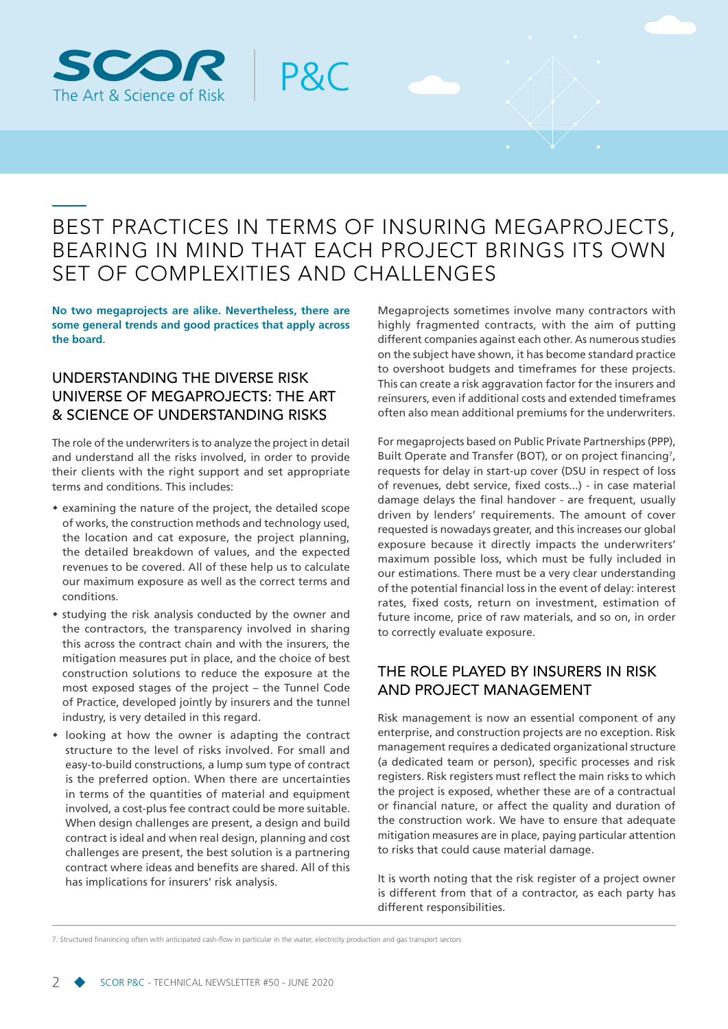# BEST PRACTICES IN TERMS OF INSURING MEGAPROJECTS, BEARING IN MIND THAT EACH PROJECT BRINGS ITS OWN SET OF COMPLEXITIES AND CHALLENGES

**No two megaprojects are alike. Nevertheless, there are some general trends and good practices that apply across the board.**

## UNDERSTANDING THE DIVERSE RISK UNIVERSE OF MEGAPROJECTS: THE ART & SCIENCE OF UNDERSTANDING RISKS

The role of the underwriters is to analyze the project in detail and understand all the risks involved, in order to provide their clients with the right support and set appropriate terms and conditions. This includes:

- examining the nature of the project, the detailed scope of works, the construction methods and technology used, the location and cat exposure, the project planning, the detailed breakdown of values, and the expected revenues to be covered. All of these help us to calculate our maximum exposure as well as the correct terms and conditions.
- studying the risk analysis conducted by the owner and the contractors, the transparency involved in sharing this across the contract chain and with the insurers, the mitigation measures put in place, and the choice of best construction solutions to reduce the exposure at the most exposed stages of the project – the Tunnel Code of Practice, developed jointly by insurers and the tunnel industry, is very detailed in this regard.
- looking at how the owner is adapting the contract structure to the level of risks involved. For small and easy-to-build constructions, a lump sum type of contract is the preferred option. When there are uncertainties in terms of the quantities of material and equipment involved, a cost-plus fee contract could be more suitable. When design challenges are present, a design and build contract is ideal and when real design, planning and cost challenges are present, the best solution is a partnering contract where ideas and benefits are shared. All of this has implications for insurers' risk analysis.

Megaprojects sometimes involve many contractors with highly fragmented contracts, with the aim of putting different companies against each other. As numerous studies on the subject have shown, it has become standard practice to overshoot budgets and timeframes for these projects. This can create a risk aggravation factor for the insurers and reinsurers, even if additional costs and extended timeframes often also mean additional premiums for the underwriters.

For megaprojects based on Public Private Partnerships (PPP), Built Operate and Transfer (BOT), or on project financing[7], requests for delay in start-up cover (DSU in respect of loss of revenues, debt service, fixed costs...) - in case material damage delays the final handover - are frequent, usually driven by lenders' requirements. The amount of cover requested is nowadays greater, and this increases our global exposure because it directly impacts the underwriters' maximum possible loss, which must be fully included in our estimations. There must be a very clear understanding of the potential financial loss in the event of delay: interest rates, fixed costs, return on investment, estimation of future income, price of raw materials, and so on, in order to correctly evaluate exposure.

## THE ROLE PLAYED BY INSURERS IN RISK AND PROJECT MANAGEMENT

Risk management is now an essential component of any enterprise, and construction projects are no exception. Risk management requires a dedicated organizational structure (a dedicated team or person), specific processes and risk registers. Risk registers must reflect the main risks to which the project is exposed, whether these are of a contractual or financial nature, or affect the quality and duration of the construction work. We have to ensure that adequate mitigation measures are in place, paying particular attention to risks that could cause material damage.

It is worth noting that the risk register of a project owner is different from that of a contractor, as each party has different responsibilities.

7. Structured finanincing often with anticipated cash-flow in particular in the water, electricity production and gas transport sectors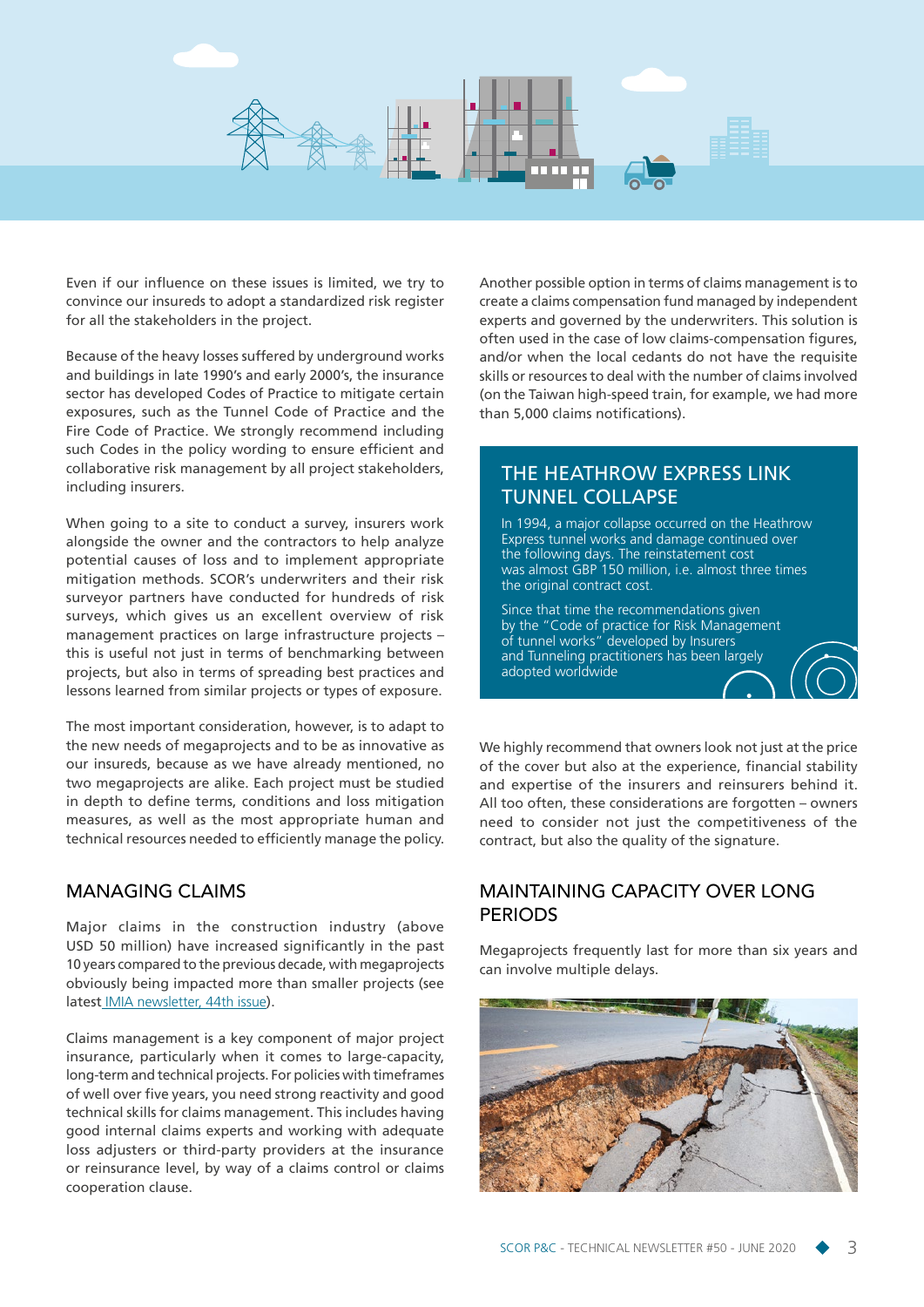Even if our influence on these issues is limited, we try to convince our insureds to adopt a standardized risk register for all the stakeholders in the project.

Because of the heavy losses suffered by underground works and buildings in late 1990's and early 2000's, the insurance sector has developed Codes of Practice to mitigate certain exposures, such as the Tunnel Code of Practice and the Fire Code of Practice. We strongly recommend including such Codes in the policy wording to ensure efficient and collaborative risk management by all project stakeholders, including insurers.

When going to a site to conduct a survey, insurers work alongside the owner and the contractors to help analyze potential causes of loss and to implement appropriate mitigation methods. SCOR's underwriters and their risk surveyor partners have conducted for hundreds of risk surveys, which gives us an excellent overview of risk management practices on large infrastructure projects – this is useful not just in terms of benchmarking between projects, but also in terms of spreading best practices and lessons learned from similar projects or types of exposure.

The most important consideration, however, is to adapt to the new needs of megaprojects and to be as innovative as our insureds, because as we have already mentioned, no two megaprojects are alike. Each project must be studied in depth to define terms, conditions and loss mitigation measures, as well as the most appropriate human and technical resources needed to efficiently manage the policy.

## MANAGING CLAIMS

Major claims in the construction industry (above USD 50 million) have increased significantly in the past 10 years compared to the previous decade, with megaprojects obviously being impacted more than smaller projects (see latest IMIA newsletter, 44th issue).

Claims management is a key component of major project insurance, particularly when it comes to large-capacity, long-term and technical projects. For policies with timeframes of well over five years, you need strong reactivity and good technical skills for claims management. This includes having good internal claims experts and working with adequate loss adjusters or third-party providers at the insurance or reinsurance level, by way of a claims control or claims cooperation clause.

Another possible option in terms of claims management is to create a claims compensation fund managed by independent experts and governed by the underwriters. This solution is often used in the case of low claims-compensation figures, and/or when the local cedants do not have the requisite skills or resources to deal with the number of claims involved (on the Taiwan high-speed train, for example, we had more than 5,000 claims notifications).

### THE HEATHROW EXPRESS LINK TUNNEL COLLAPSE

In 1994, a major collapse occurred on the Heathrow Express tunnel works and damage continued over the following days. The reinstatement cost was almost GBP 150 million, i.e. almost three times the original contract cost.

Since that time the recommendations given by the "Code of practice for Risk Management of tunnel works" developed by Insurers and Tunneling practitioners has been largely adopted worldwide

We highly recommend that owners look not just at the price of the cover but also at the experience, financial stability and expertise of the insurers and reinsurers behind it. All too often, these considerations are forgotten – owners need to consider not just the competitiveness of the contract, but also the quality of the signature.

## MAINTAINING CAPACITY OVER LONG PERIODS

Megaprojects frequently last for more than six years and can involve multiple delays.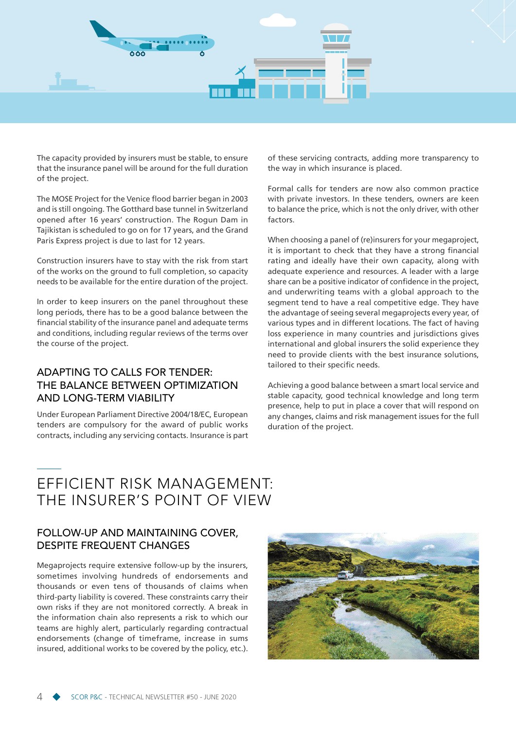The capacity provided by insurers must be stable, to ensure that the insurance panel will be around for the full duration of the project.

The MOSE Project for the Venice flood barrier began in 2003 and is still ongoing. The Gotthard base tunnel in Switzerland opened after 16 years' construction. The Rogun Dam in Tajikistan is scheduled to go on for 17 years, and the Grand Paris Express project is due to last for 12 years.

Construction insurers have to stay with the risk from start of the works on the ground to full completion, so capacity needs to be available for the entire duration of the project.

In order to keep insurers on the panel throughout these long periods, there has to be a good balance between the financial stability of the insurance panel and adequate terms and conditions, including regular reviews of the terms over the course of the project.

### ADAPTING TO CALLS FOR TENDER: THE BALANCE BETWEEN OPTIMIZATION AND LONG-TERM VIABILITY

Under European Parliament Directive 2004/18/EC, European tenders are compulsory for the award of public works contracts, including any servicing contacts. Insurance is part of these servicing contracts, adding more transparency to the way in which insurance is placed.

Formal calls for tenders are now also common practice with private investors. In these tenders, owners are keen to balance the price, which is not the only driver, with other factors.

When choosing a panel of (re)insurers for your megaproject, it is important to check that they have a strong financial rating and ideally have their own capacity, along with adequate experience and resources. A leader with a large share can be a positive indicator of confidence in the project, and underwriting teams with a global approach to the segment tend to have a real competitive edge. They have the advantage of seeing several megaprojects every year, of various types and in different locations. The fact of having loss experience in many countries and jurisdictions gives international and global insurers the solid experience they need to provide clients with the best insurance solutions, tailored to their specific needs.

Achieving a good balance between a smart local service and stable capacity, good technical knowledge and long term presence, help to put in place a cover that will respond on any changes, claims and risk management issues for the full duration of the project.

## EFFICIENT RISK MANAGEMENT: THE INSURER'S POINT OF VIEW

### FOLLOW-UP AND MAINTAINING COVER, DESPITE FREQUENT CHANGES

Megaprojects require extensive follow-up by the insurers, sometimes involving hundreds of endorsements and thousands or even tens of thousands of claims when third-party liability is covered. These constraints carry their own risks if they are not monitored correctly. A break in the information chain also represents a risk to which our teams are highly alert, particularly regarding contractual endorsements (change of timeframe, increase in sums insured, additional works to be covered by the policy, etc.).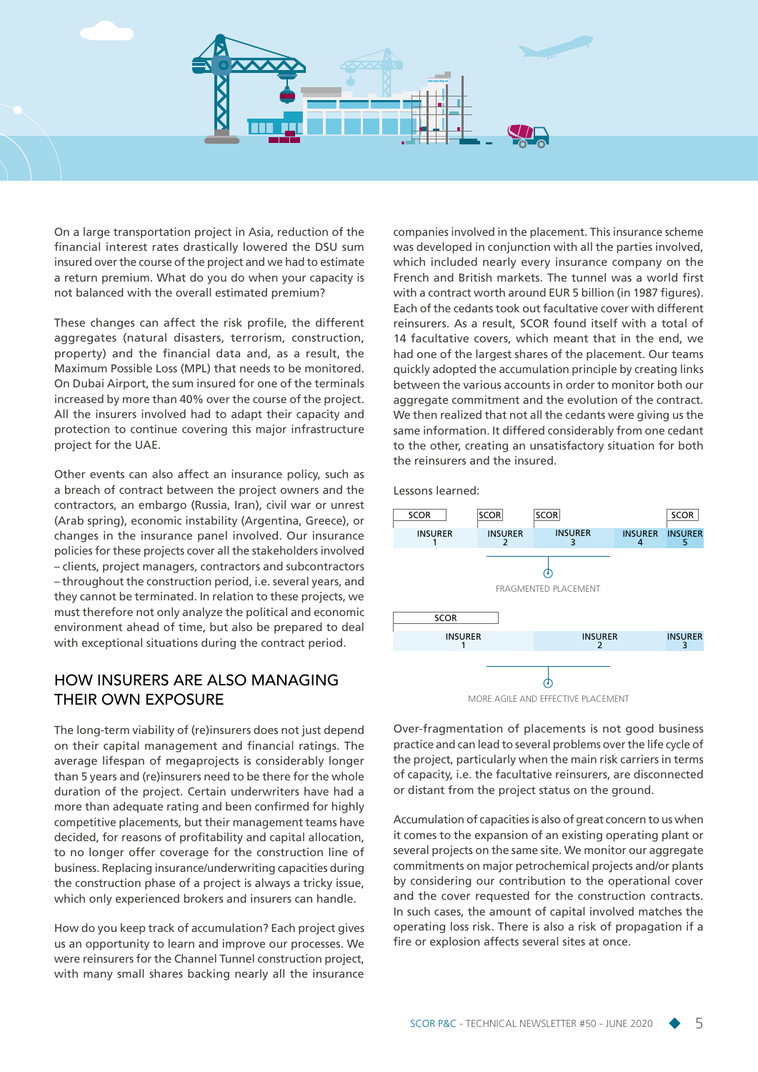On a large transportation project in Asia, reduction of the financial interest rates drastically lowered the DSU sum insured over the course of the project and we had to estimate a return premium. What do you do when your capacity is not balanced with the overall estimated premium?

These changes can affect the risk profile, the different aggregates (natural disasters, terrorism, construction, property) and the financial data and, as a result, the Maximum Possible Loss (MPL) that needs to be monitored. On Dubai Airport, the sum insured for one of the terminals increased by more than 40% over the course of the project. All the insurers involved had to adapt their capacity and protection to continue covering this major infrastructure project for the UAE.

Other events can also affect an insurance policy, such as a breach of contract between the project owners and the contractors, an embargo (Russia, Iran), civil war or unrest (Arab spring), economic instability (Argentina, Greece), or changes in the insurance panel involved. Our insurance policies for these projects cover all the stakeholders involved – clients, project managers, contractors and subcontractors – throughout the construction period, i.e. several years, and they cannot be terminated. In relation to these projects, we must therefore not only analyze the political and economic environment ahead of time, but also be prepared to deal with exceptional situations during the contract period.

## HOW INSURERS ARE ALSO MANAGING THEIR OWN EXPOSURE

The long-term viability of (re)insurers does not just depend on their capital management and financial ratings. The average lifespan of megaprojects is considerably longer than 5 years and (re)insurers need to be there for the whole duration of the project. Certain underwriters have had a more than adequate rating and been confirmed for highly competitive placements, but their management teams have decided, for reasons of profitability and capital allocation, to no longer offer coverage for the construction line of business. Replacing insurance/underwriting capacities during the construction phase of a project is always a tricky issue, which only experienced brokers and insurers can handle.

How do you keep track of accumulation? Each project gives us an opportunity to learn and improve our processes. We were reinsurers for the Channel Tunnel construction project, with many small shares backing nearly all the insurance companies involved in the placement. This insurance scheme was developed in conjunction with all the parties involved, which included nearly every insurance company on the French and British markets. The tunnel was a world first with a contract worth around EUR 5 billion (in 1987 figures). Each of the cedants took out facultative cover with different reinsurers. As a result, SCOR found itself with a total of 14 facultative covers, which meant that in the end, we had one of the largest shares of the placement. Our teams quickly adopted the accumulation principle by creating links between the various accounts in order to monitor both our aggregate commitment and the evolution of the contract. We then realized that not all the cedants were giving us the same information. It differed considerably from one cedant to the other, creating an unsatisfactory situation for both the reinsurers and the insured.

Lessons learned:

| SCOR | SCOR | SCOR | | SCOR |
|---|---|---|---|---|
| INSURER 1 | INSURER 2 | INSURER 3 | INSURER 4 | INSURER 5 |

FRAGMENTED PLACEMENT

| SCOR | | |
|---|---|---|
| INSURER 1 | INSURER 2 | INSURER 3 |

MORE AGILE AND EFFECTIVE PLACEMENT

Over-fragmentation of placements is not good business practice and can lead to several problems over the life cycle of the project, particularly when the main risk carriers in terms of capacity, i.e. the facultative reinsurers, are disconnected or distant from the project status on the ground.

Accumulation of capacities is also of great concern to us when it comes to the expansion of an existing operating plant or several projects on the same site. We monitor our aggregate commitments on major petrochemical projects and/or plants by considering our contribution to the operational cover and the cover requested for the construction contracts. In such cases, the amount of capital involved matches the operating loss risk. There is also a risk of propagation if a fire or explosion affects several sites at once.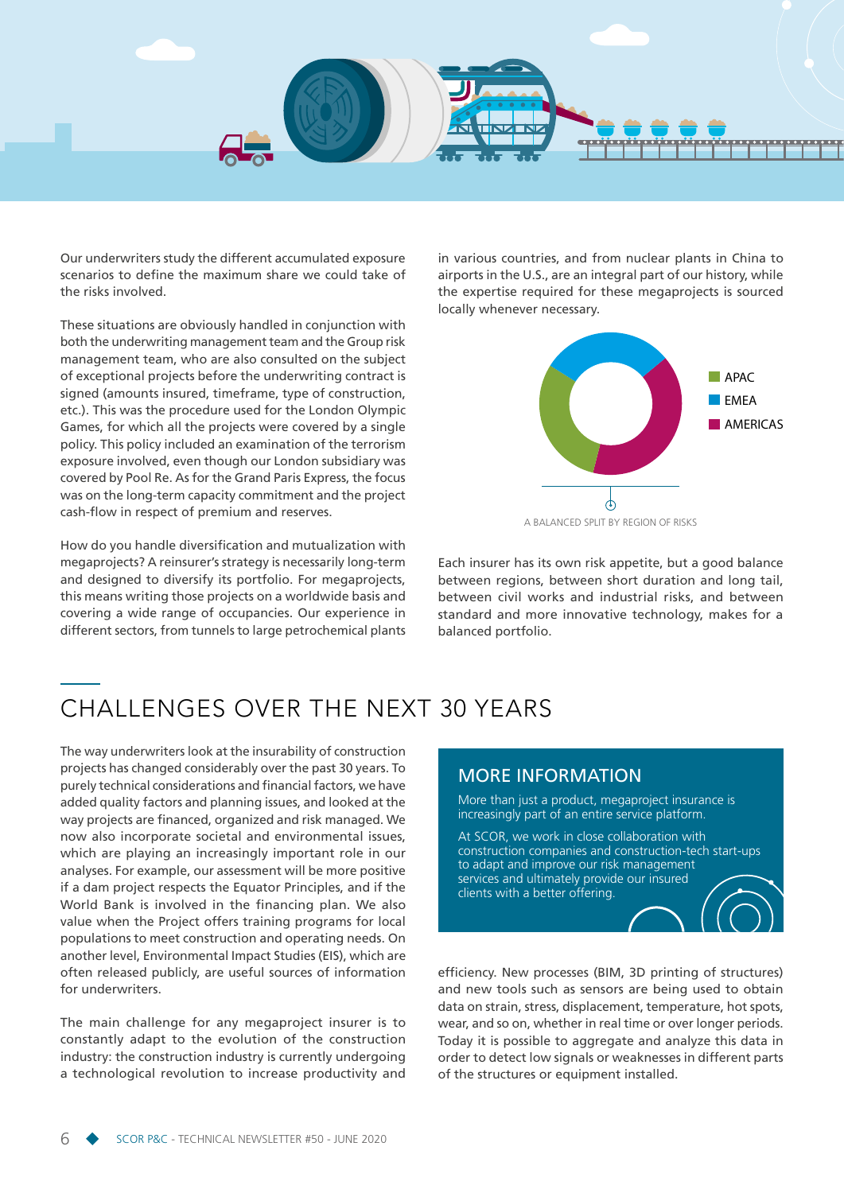Our underwriters study the different accumulated exposure scenarios to define the maximum share we could take of the risks involved.

These situations are obviously handled in conjunction with both the underwriting management team and the Group risk management team, who are also consulted on the subject of exceptional projects before the underwriting contract is signed (amounts insured, timeframe, type of construction, etc.). This was the procedure used for the London Olympic Games, for which all the projects were covered by a single policy. This policy included an examination of the terrorism exposure involved, even though our London subsidiary was covered by Pool Re. As for the Grand Paris Express, the focus was on the long-term capacity commitment and the project cash-flow in respect of premium and reserves.

How do you handle diversification and mutualization with megaprojects? A reinsurer's strategy is necessarily long-term and designed to diversify its portfolio. For megaprojects, this means writing those projects on a worldwide basis and covering a wide range of occupancies. Our experience in different sectors, from tunnels to large petrochemical plants in various countries, and from nuclear plants in China to airports in the U.S., are an integral part of our history, while the expertise required for these megaprojects is sourced locally whenever necessary.

- APAC
- EMEA
- AMERICAS

A BALANCED SPLIT BY REGION OF RISKS

Each insurer has its own risk appetite, but a good balance between regions, between short duration and long tail, between civil works and industrial risks, and between standard and more innovative technology, makes for a balanced portfolio.

## CHALLENGES OVER THE NEXT 30 YEARS

The way underwriters look at the insurability of construction projects has changed considerably over the past 30 years. To purely technical considerations and financial factors, we have added quality factors and planning issues, and looked at the way projects are financed, organized and risk managed. We now also incorporate societal and environmental issues, which are playing an increasingly important role in our analyses. For example, our assessment will be more positive if a dam project respects the Equator Principles, and if the World Bank is involved in the financing plan. We also value when the Project offers training programs for local populations to meet construction and operating needs. On another level, Environmental Impact Studies (EIS), which are often released publicly, are useful sources of information for underwriters.

The main challenge for any megaproject insurer is to constantly adapt to the evolution of the construction industry: the construction industry is currently undergoing a technological revolution to increase productivity and efficiency. New processes (BIM, 3D printing of structures) and new tools such as sensors are being used to obtain data on strain, stress, displacement, temperature, hot spots, wear, and so on, whether in real time or over longer periods. Today it is possible to aggregate and analyze this data in order to detect low signals or weaknesses in different parts of the structures or equipment installed.

### MORE INFORMATION

More than just a product, megaproject insurance is increasingly part of an entire service platform.

At SCOR, we work in close collaboration with construction companies and construction-tech start-ups to adapt and improve our risk management services and ultimately provide our insured clients with a better offering.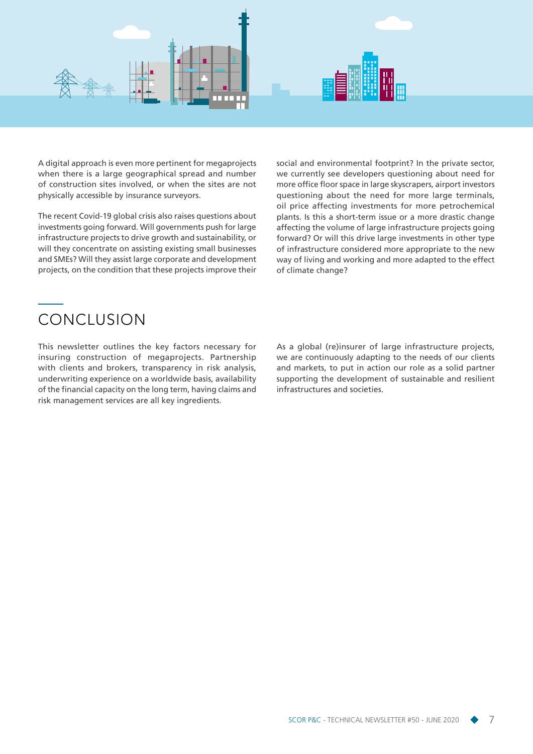A digital approach is even more pertinent for megaprojects when there is a large geographical spread and number of construction sites involved, or when the sites are not physically accessible by insurance surveyors.

The recent Covid-19 global crisis also raises questions about investments going forward. Will governments push for large infrastructure projects to drive growth and sustainability, or will they concentrate on assisting existing small businesses and SMEs? Will they assist large corporate and development projects, on the condition that these projects improve their social and environmental footprint? In the private sector, we currently see developers questioning about need for more office floor space in large skyscrapers, airport investors questioning about the need for more large terminals, oil price affecting investments for more petrochemical plants. Is this a short-term issue or a more drastic change affecting the volume of large infrastructure projects going forward? Or will this drive large investments in other type of infrastructure considered more appropriate to the new way of living and working and more adapted to the effect of climate change?

## CONCLUSION

This newsletter outlines the key factors necessary for insuring construction of megaprojects. Partnership with clients and brokers, transparency in risk analysis, underwriting experience on a worldwide basis, availability of the financial capacity on the long term, having claims and risk management services are all key ingredients.

As a global (re)insurer of large infrastructure projects, we are continuously adapting to the needs of our clients and markets, to put in action our role as a solid partner supporting the development of sustainable and resilient infrastructures and societies.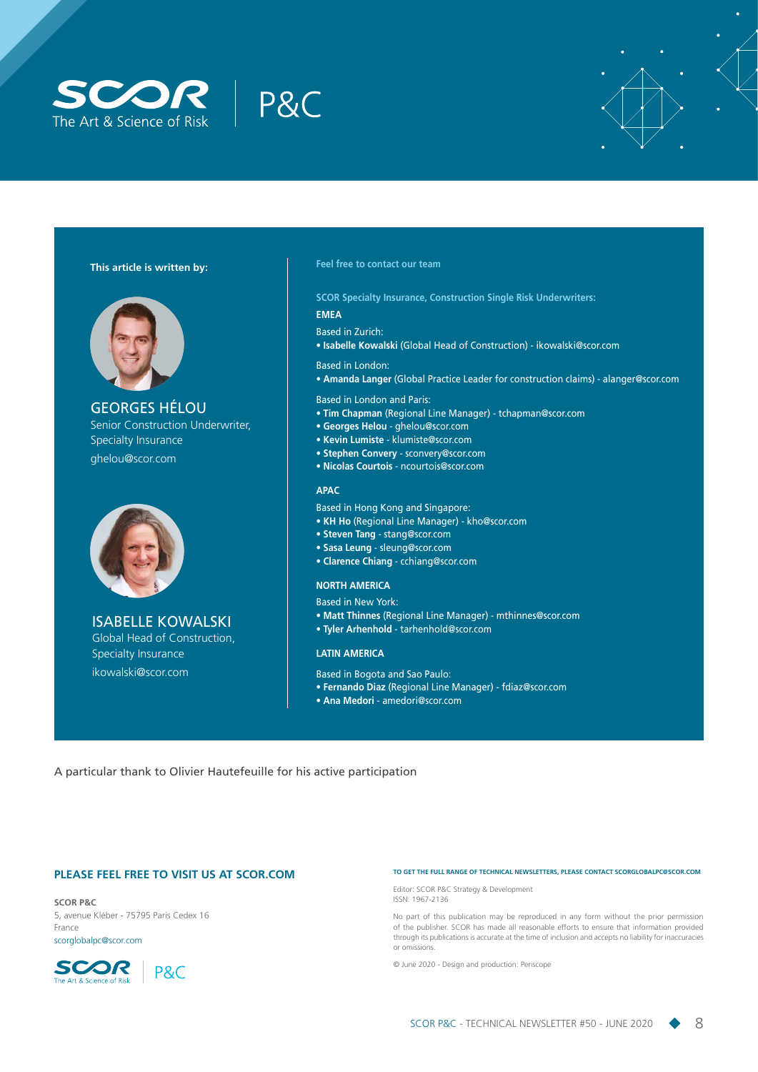SCOR The Art & Science of Risk | P&C

**This article is written by:**

GEORGES HÉLOU
Senior Construction Underwriter,
Specialty Insurance
ghelou@scor.com

ISABELLE KOWALSKI
Global Head of Construction,
Specialty Insurance
ikowalski@scor.com

**Feel free to contact our team**

**SCOR Specialty Insurance, Construction Single Risk Underwriters:**

**EMEA**

Based in Zurich:
- **Isabelle Kowalski** (Global Head of Construction) - ikowalski@scor.com

Based in London:
- **Amanda Langer** (Global Practice Leader for construction claims) - alanger@scor.com

Based in London and Paris:
- **Tim Chapman** (Regional Line Manager) - tchapman@scor.com
- **Georges Helou** - ghelou@scor.com
- **Kevin Lumiste** - klumiste@scor.com
- **Stephen Convery** - sconvery@scor.com
- **Nicolas Courtois** - ncourtois@scor.com

**APAC**

Based in Hong Kong and Singapore:
- **KH Ho** (Regional Line Manager) - kho@scor.com
- **Steven Tang** - stang@scor.com
- **Sasa Leung** - sleung@scor.com
- **Clarence Chiang** - cchiang@scor.com

**NORTH AMERICA**

Based in New York:
- **Matt Thinnes** (Regional Line Manager) - mthinnes@scor.com
- **Tyler Arhenhold** - tarhenhold@scor.com

**LATIN AMERICA**

Based in Bogota and Sao Paulo:
- **Fernando Diaz** (Regional Line Manager) - fdiaz@scor.com
- **Ana Medori** - amedori@scor.com

A particular thank to Olivier Hautefeuille for his active participation

**PLEASE FEEL FREE TO VISIT US AT SCOR.COM**

**SCOR P&C**
5, avenue Kléber - 75795 Paris Cedex 16
France
scorglobalpc@scor.com

SCOR The Art & Science of Risk | P&C

**TO GET THE FULL RANGE OF TECHNICAL NEWSLETTERS, PLEASE CONTACT SCORGLOBALPC@SCOR.COM**

Editor: SCOR P&C Strategy & Development
ISSN: 1967-2136

No part of this publication may be reproduced in any form without the prior permission of the publisher. SCOR has made all reasonable efforts to ensure that information provided through its publications is accurate at the time of inclusion and accepts no liability for inaccuracies or omissions.

© June 2020 - Design and production: Periscope